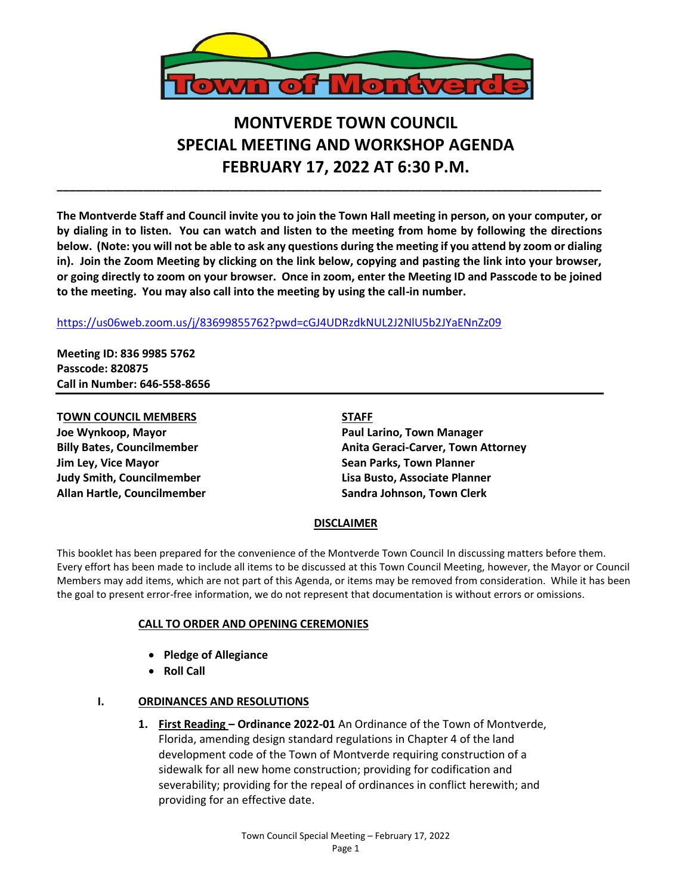# MONTVERDE TOWN COUNCIL
# SPECIAL MEETING AND WORKSHOP AGENDA
# FEBRUARY 17, 2022 AT 6:30 P.M.

---

**The Montverde Staff and Council invite you to join the Town Hall meeting in person, on your computer, or by dialing in to listen. You can watch and listen to the meeting from home by following the directions below. (Note: you will not be able to ask any questions during the meeting if you attend by zoom or dialing in). Join the Zoom Meeting by clicking on the link below, copying and pasting the link into your browser, or going directly to zoom on your browser. Once in zoom, enter the Meeting ID and Passcode to be joined to the meeting. You may also call into the meeting by using the call-in number.**

https://us06web.zoom.us/j/83699855762?pwd=cGJ4UDRzdkNUL2J2NlU5b2JYaENnZz09

**Meeting ID: 836 9985 5762**
**Passcode: 820875**
**Call in Number: 646-558-8656**

---

**TOWN COUNCIL MEMBERS**
**Joe Wynkoop, Mayor**
**Billy Bates, Councilmember**
**Jim Ley, Vice Mayor**
**Judy Smith, Councilmember**
**Allan Hartle, Councilmember**

**STAFF**
**Paul Larino, Town Manager**
**Anita Geraci-Carver, Town Attorney**
**Sean Parks, Town Planner**
**Lisa Busto, Associate Planner**
**Sandra Johnson, Town Clerk**

**DISCLAIMER**

This booklet has been prepared for the convenience of the Montverde Town Council In discussing matters before them. Every effort has been made to include all items to be discussed at this Town Council Meeting, however, the Mayor or Council Members may add items, which are not part of this Agenda, or items may be removed from consideration. While it has been the goal to present error-free information, we do not represent that documentation is without errors or omissions.

**CALL TO ORDER AND OPENING CEREMONIES**

- **Pledge of Allegiance**
- **Roll Call**

**I. ORDINANCES AND RESOLUTIONS**

1. **First Reading – Ordinance 2022-01** An Ordinance of the Town of Montverde, Florida, amending design standard regulations in Chapter 4 of the land development code of the Town of Montverde requiring construction of a sidewalk for all new home construction; providing for codification and severability; providing for the repeal of ordinances in conflict herewith; and providing for an effective date.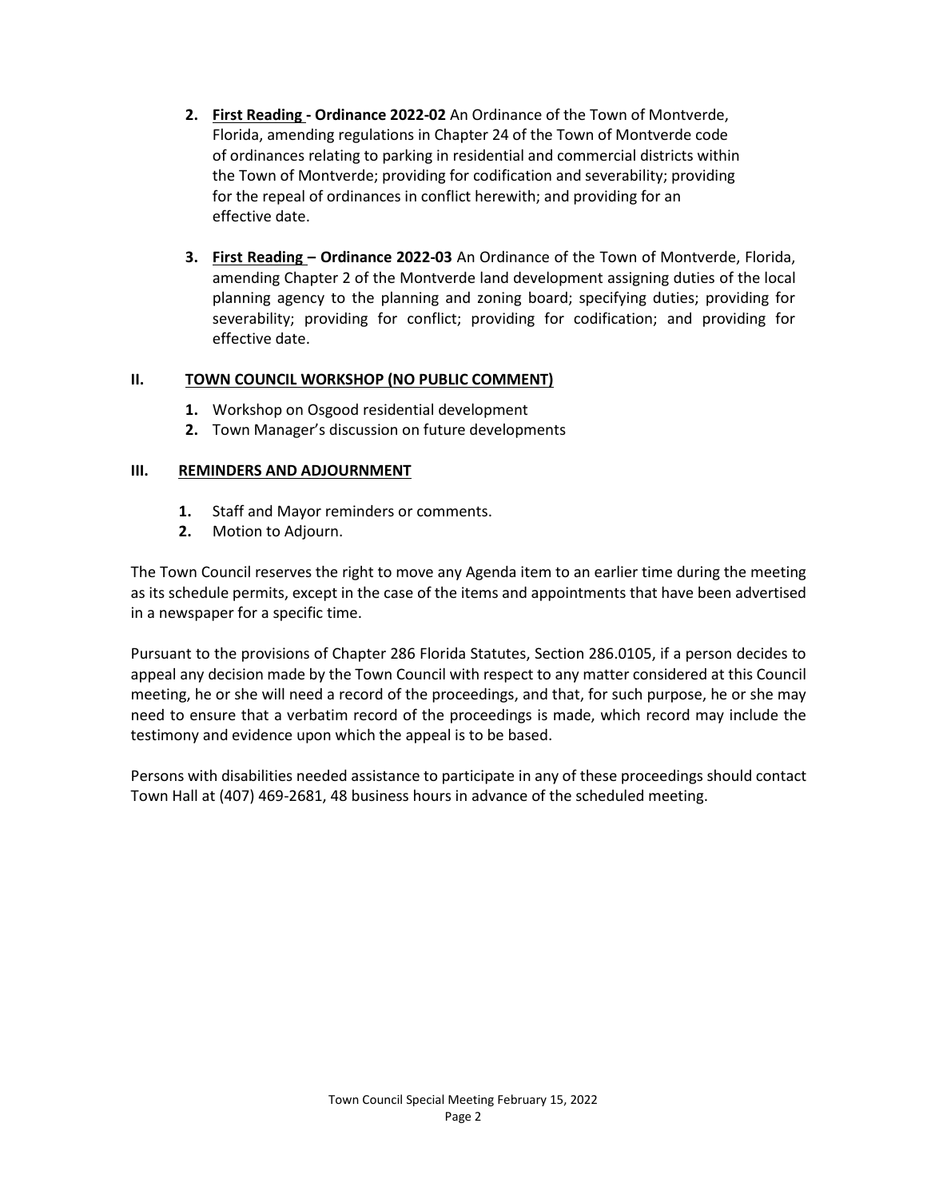2. **First Reading - Ordinance 2022-02** An Ordinance of the Town of Montverde, Florida, amending regulations in Chapter 24 of the Town of Montverde code of ordinances relating to parking in residential and commercial districts within the Town of Montverde; providing for codification and severability; providing for the repeal of ordinances in conflict herewith; and providing for an effective date.

3. **First Reading – Ordinance 2022-03** An Ordinance of the Town of Montverde, Florida, amending Chapter 2 of the Montverde land development assigning duties of the local planning agency to the planning and zoning board; specifying duties; providing for severability; providing for conflict; providing for codification; and providing for effective date.

## II. TOWN COUNCIL WORKSHOP (NO PUBLIC COMMENT)

1. Workshop on Osgood residential development
2. Town Manager's discussion on future developments

## III. REMINDERS AND ADJOURNMENT

1. Staff and Mayor reminders or comments.
2. Motion to Adjourn.

The Town Council reserves the right to move any Agenda item to an earlier time during the meeting as its schedule permits, except in the case of the items and appointments that have been advertised in a newspaper for a specific time.

Pursuant to the provisions of Chapter 286 Florida Statutes, Section 286.0105, if a person decides to appeal any decision made by the Town Council with respect to any matter considered at this Council meeting, he or she will need a record of the proceedings, and that, for such purpose, he or she may need to ensure that a verbatim record of the proceedings is made, which record may include the testimony and evidence upon which the appeal is to be based.

Persons with disabilities needed assistance to participate in any of these proceedings should contact Town Hall at (407) 469-2681, 48 business hours in advance of the scheduled meeting.